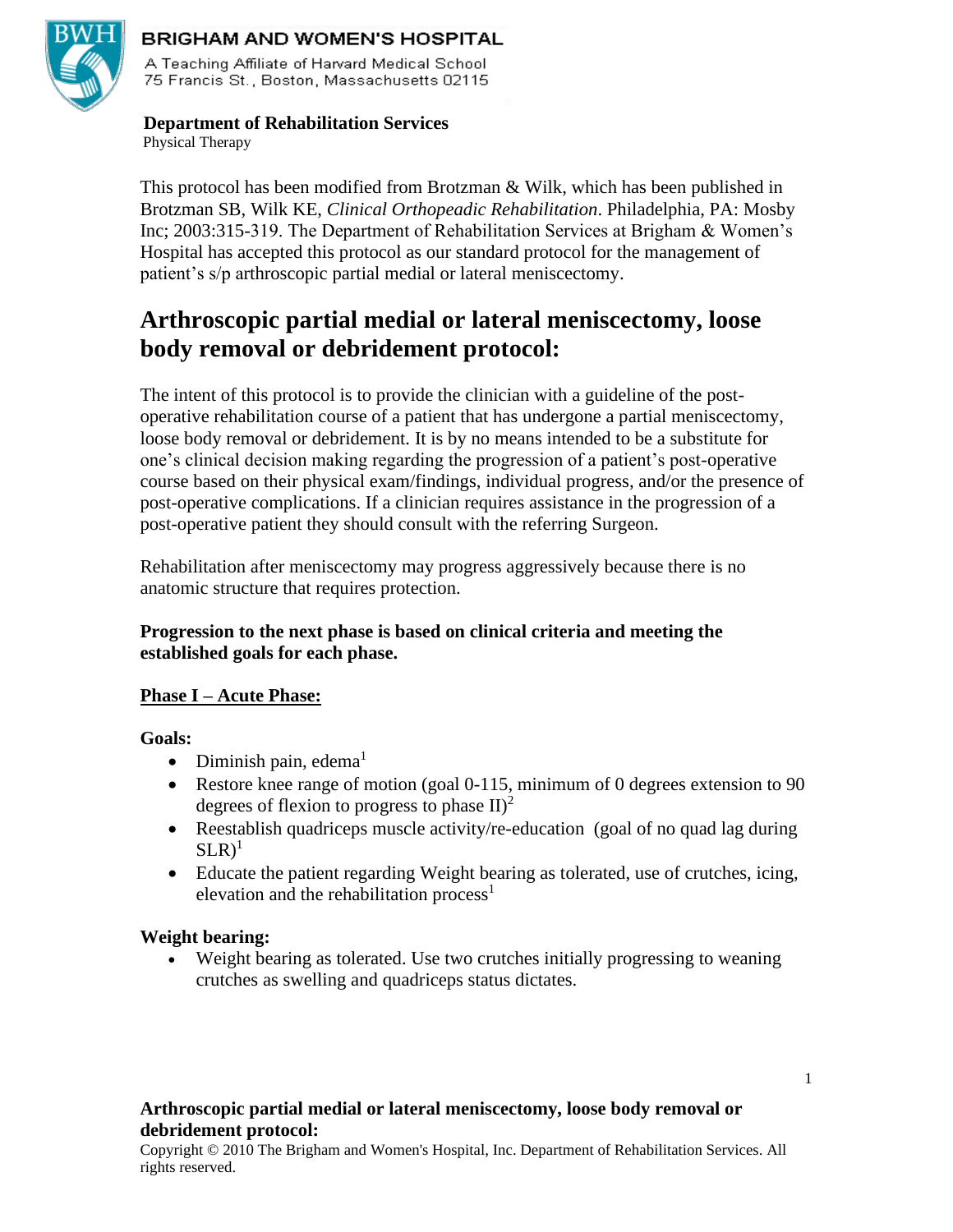**BRIGHAM AND WOMEN'S HOSPITAL**

A Teaching Affiliate of Harvard Medical School
75 Francis St., Boston, Massachusetts 02115

**Department of Rehabilitation Services**
Physical Therapy

This protocol has been modified from Brotzman & Wilk, which has been published in Brotzman SB, Wilk KE, *Clinical Orthopeadic Rehabilitation*. Philadelphia, PA: Mosby Inc; 2003:315-319. The Department of Rehabilitation Services at Brigham & Women's Hospital has accepted this protocol as our standard protocol for the management of patient's s/p arthroscopic partial medial or lateral meniscectomy.

# Arthroscopic partial medial or lateral meniscectomy, loose body removal or debridement protocol:

The intent of this protocol is to provide the clinician with a guideline of the post-operative rehabilitation course of a patient that has undergone a partial meniscectomy, loose body removal or debridement. It is by no means intended to be a substitute for one's clinical decision making regarding the progression of a patient's post-operative course based on their physical exam/findings, individual progress, and/or the presence of post-operative complications. If a clinician requires assistance in the progression of a post-operative patient they should consult with the referring Surgeon.

Rehabilitation after meniscectomy may progress aggressively because there is no anatomic structure that requires protection.

**Progression to the next phase is based on clinical criteria and meeting the established goals for each phase.**

## Phase I – Acute Phase:

**Goals:**

- Diminish pain, edema[1]
- Restore knee range of motion (goal 0-115, minimum of 0 degrees extension to 90 degrees of flexion to progress to phase II)[2]
- Reestablish quadriceps muscle activity/re-education (goal of no quad lag during SLR)[1]
- Educate the patient regarding Weight bearing as tolerated, use of crutches, icing, elevation and the rehabilitation process[1]

**Weight bearing:**

- Weight bearing as tolerated. Use two crutches initially progressing to weaning crutches as swelling and quadriceps status dictates.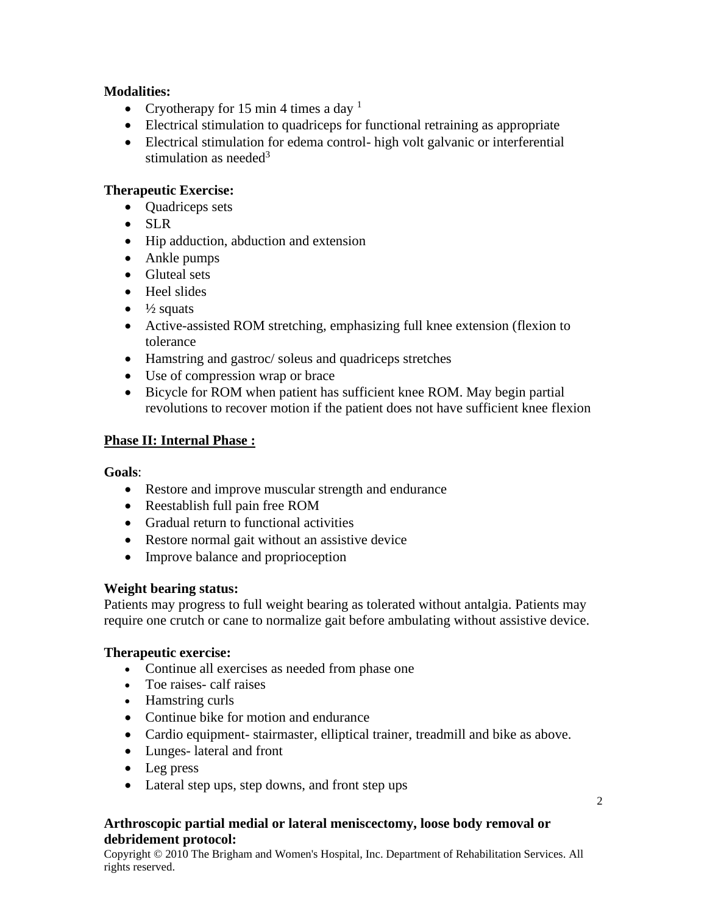**Modalities:**

- Cryotherapy for 15 min 4 times a day [1]
- Electrical stimulation to quadriceps for functional retraining as appropriate
- Electrical stimulation for edema control- high volt galvanic or interferential stimulation as needed[3]

**Therapeutic Exercise:**

- Quadriceps sets
- SLR
- Hip adduction, abduction and extension
- Ankle pumps
- Gluteal sets
- Heel slides
- ½ squats
- Active-assisted ROM stretching, emphasizing full knee extension (flexion to tolerance
- Hamstring and gastroc/ soleus and quadriceps stretches
- Use of compression wrap or brace
- Bicycle for ROM when patient has sufficient knee ROM. May begin partial revolutions to recover motion if the patient does not have sufficient knee flexion

## <u>Phase II: Internal Phase :</u>

**Goals**:

- Restore and improve muscular strength and endurance
- Reestablish full pain free ROM
- Gradual return to functional activities
- Restore normal gait without an assistive device
- Improve balance and proprioception

**Weight bearing status:**

Patients may progress to full weight bearing as tolerated without antalgia. Patients may require one crutch or cane to normalize gait before ambulating without assistive device.

**Therapeutic exercise:**

- Continue all exercises as needed from phase one
- Toe raises- calf raises
- Hamstring curls
- Continue bike for motion and endurance
- Cardio equipment- stairmaster, elliptical trainer, treadmill and bike as above.
- Lunges- lateral and front
- Leg press
- Lateral step ups, step downs, and front step ups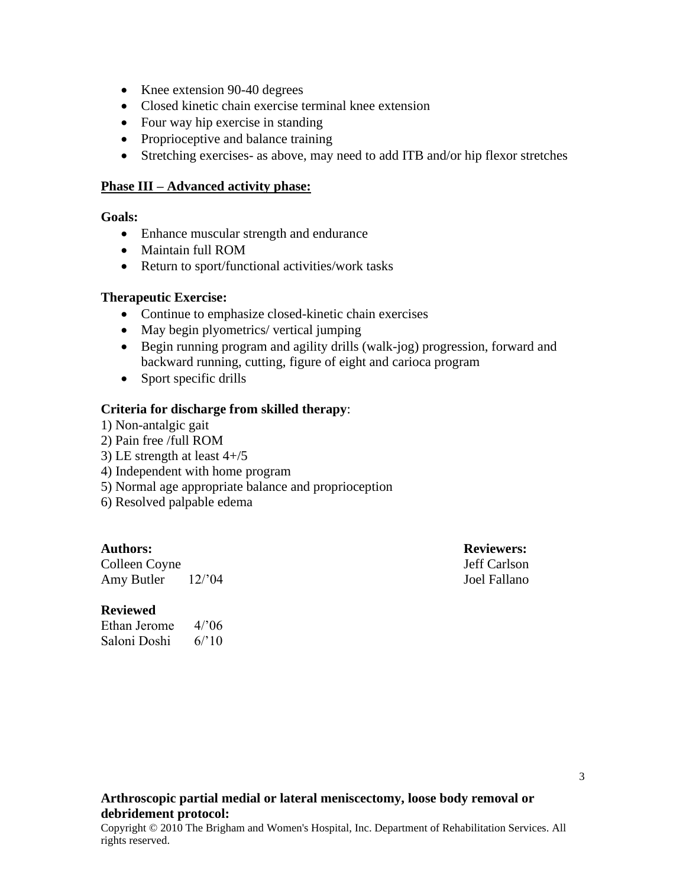- Knee extension 90-40 degrees
- Closed kinetic chain exercise terminal knee extension
- Four way hip exercise in standing
- Proprioceptive and balance training
- Stretching exercises- as above, may need to add ITB and/or hip flexor stretches

## Phase III – Advanced activity phase:

**Goals:**

- Enhance muscular strength and endurance
- Maintain full ROM
- Return to sport/functional activities/work tasks

**Therapeutic Exercise:**

- Continue to emphasize closed-kinetic chain exercises
- May begin plyometrics/ vertical jumping
- Begin running program and agility drills (walk-jog) progression, forward and backward running, cutting, figure of eight and carioca program
- Sport specific drills

**Criteria for discharge from skilled therapy**:

1) Non-antalgic gait
2) Pain free /full ROM
3) LE strength at least 4+/5
4) Independent with home program
5) Normal age appropriate balance and proprioception
6) Resolved palpable edema

**Authors:**
Colleen Coyne
Amy Butler 12/'04

**Reviewers:**
Jeff Carlson
Joel Fallano

**Reviewed**
Ethan Jerome 4/'06
Saloni Doshi 6/'10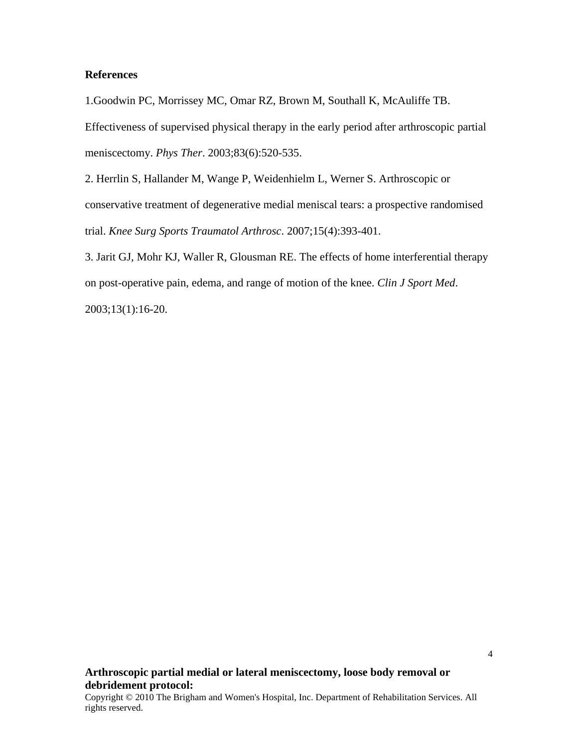**References**

1.Goodwin PC, Morrissey MC, Omar RZ, Brown M, Southall K, McAuliffe TB. Effectiveness of supervised physical therapy in the early period after arthroscopic partial meniscectomy. *Phys Ther*. 2003;83(6):520-535.

2. Herrlin S, Hallander M, Wange P, Weidenhielm L, Werner S. Arthroscopic or conservative treatment of degenerative medial meniscal tears: a prospective randomised trial. *Knee Surg Sports Traumatol Arthrosc*. 2007;15(4):393-401.

3. Jarit GJ, Mohr KJ, Waller R, Glousman RE. The effects of home interferential therapy on post-operative pain, edema, and range of motion of the knee. *Clin J Sport Med*. 2003;13(1):16-20.